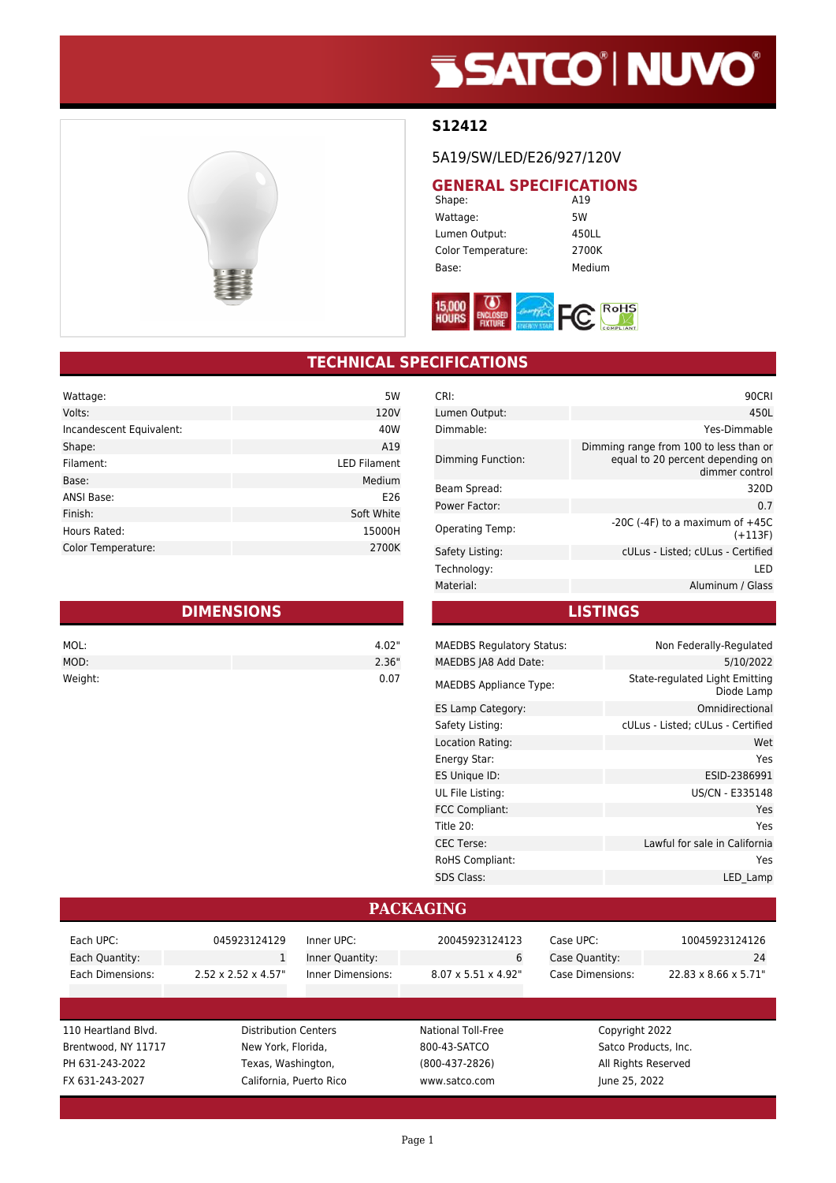# S12412

5A19/SW/LED/E26/927/120V

## GENERAL SPECIFICATIONS

| | |
|---|---|
| Shape: | A19 |
| Wattage: | 5W |
| Lumen Output: | 450LL |
| Color Temperature: | 2700K |
| Base: | Medium |

## TECHNICAL SPECIFICATIONS

| | |
|---|---|
| Wattage: | 5W |
| Volts: | 120V |
| Incandescent Equivalent: | 40W |
| Shape: | A19 |
| Filament: | LED Filament |
| Base: | Medium |
| ANSI Base: | E26 |
| Finish: | Soft White |
| Hours Rated: | 15000H |
| Color Temperature: | 2700K |

| | |
|---|---|
| CRI: | 90CRI |
| Lumen Output: | 450L |
| Dimmable: | Yes-Dimmable |
| Dimming Function: | Dimming range from 100 to less than or equal to 20 percent depending on dimmer control |
| Beam Spread: | 320D |
| Power Factor: | 0.7 |
| Operating Temp: | -20C (-4F) to a maximum of +45C (+113F) |
| Safety Listing: | cULus - Listed; cULus - Certified |
| Technology: | LED |
| Material: | Aluminum / Glass |

## DIMENSIONS

| | |
|---|---|
| MOL: | 4.02" |
| MOD: | 2.36" |
| Weight: | 0.07 |

## LISTINGS

| | |
|---|---|
| MAEDBS Regulatory Status: | Non Federally-Regulated |
| MAEDBS JA8 Add Date: | 5/10/2022 |
| MAEDBS Appliance Type: | State-regulated Light Emitting Diode Lamp |
| ES Lamp Category: | Omnidirectional |
| Safety Listing: | cULus - Listed; cULus - Certified |
| Location Rating: | Wet |
| Energy Star: | Yes |
| ES Unique ID: | ESID-2386991 |
| UL File Listing: | US/CN - E335148 |
| FCC Compliant: | Yes |
| Title 20: | Yes |
| CEC Terse: | Lawful for sale in California |
| RoHS Compliant: | Yes |
| SDS Class: | LED_Lamp |

## PACKAGING

| | | | | | |
|---|---|---|---|---|---|
| Each UPC: | 045923124129 | Inner UPC: | 20045923124123 | Case UPC: | 10045923124126 |
| Each Quantity: | 1 | Inner Quantity: | 6 | Case Quantity: | 24 |
| Each Dimensions: | 2.52 x 2.52 x 4.57" | Inner Dimensions: | 8.07 x 5.51 x 4.92" | Case Dimensions: | 22.83 x 8.66 x 5.71" |

110 Heartland Blvd.
Brentwood, NY 11717
PH 631-243-2022
FX 631-243-2027

Distribution Centers
New York, Florida,
Texas, Washington,
California, Puerto Rico

National Toll-Free
800-43-SATCO
(800-437-2826)
www.satco.com

Copyright 2022
Satco Products, Inc.
All Rights Reserved
June 25, 2022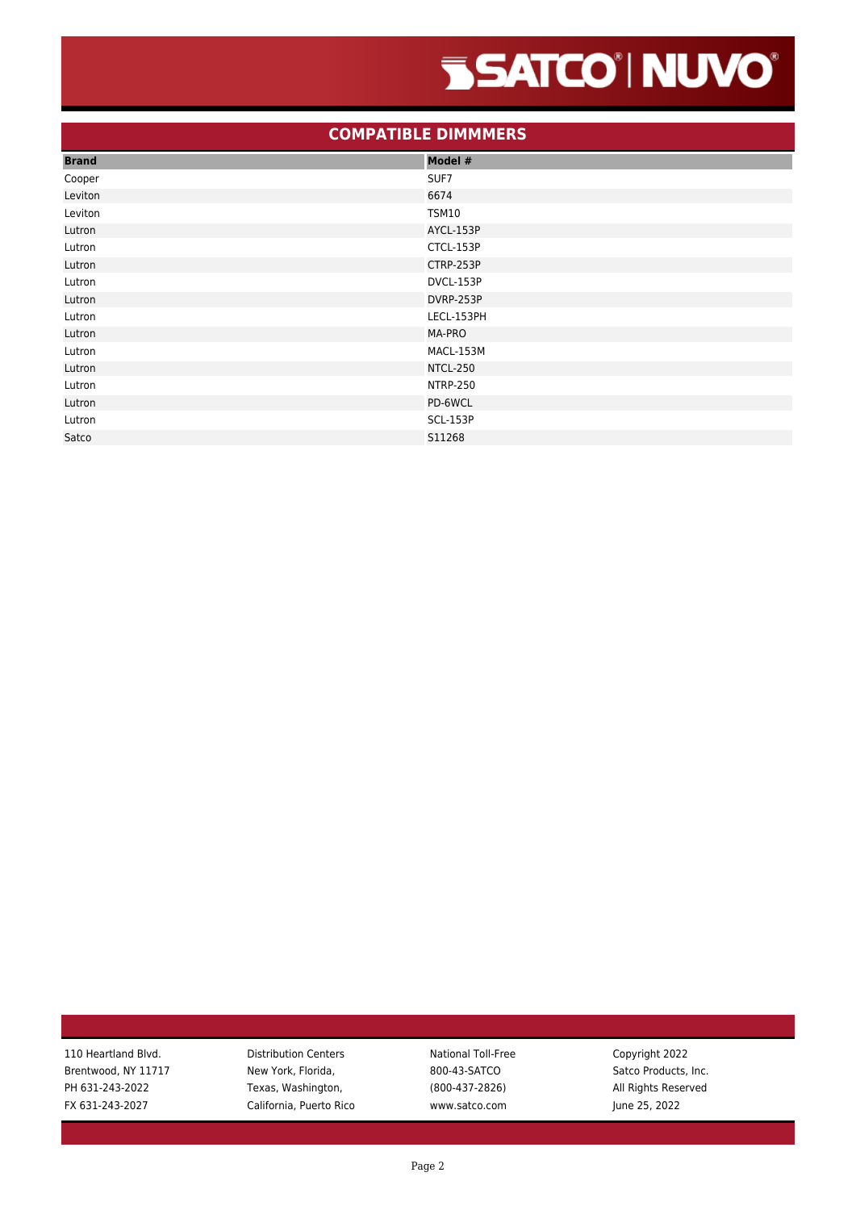## COMPATIBLE DIMMMERS

| Brand | Model # |
|---|---|
| Cooper | SUF7 |
| Leviton | 6674 |
| Leviton | TSM10 |
| Lutron | AYCL-153P |
| Lutron | CTCL-153P |
| Lutron | CTRP-253P |
| Lutron | DVCL-153P |
| Lutron | DVRP-253P |
| Lutron | LECL-153PH |
| Lutron | MA-PRO |
| Lutron | MACL-153M |
| Lutron | NTCL-250 |
| Lutron | NTRP-250 |
| Lutron | PD-6WCL |
| Lutron | SCL-153P |
| Satco | S11268 |

110 Heartland Blvd.
Brentwood, NY 11717
PH 631-243-2022
FX 631-243-2027

Distribution Centers
New York, Florida,
Texas, Washington,
California, Puerto Rico

National Toll-Free
800-43-SATCO
(800-437-2826)
www.satco.com

Copyright 2022
Satco Products, Inc.
All Rights Reserved
June 25, 2022